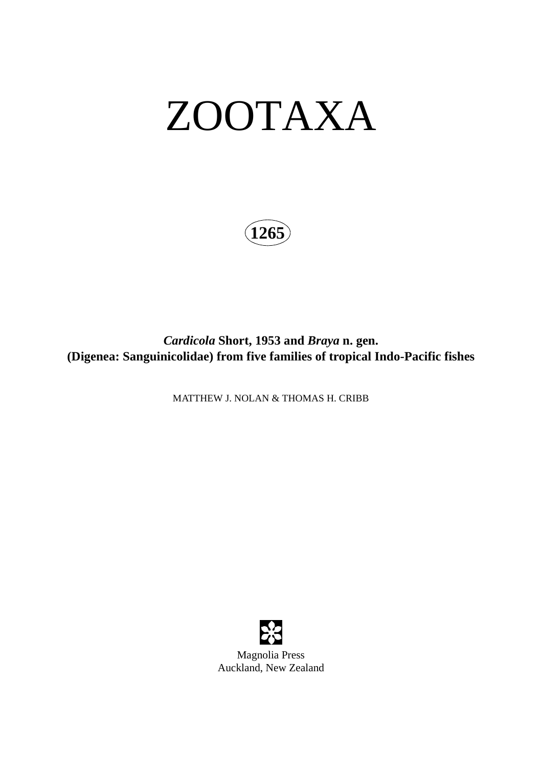# ZOOTAXA

**1265**

## ***Cardicola*** **Short, 1953 and** ***Braya*** **n. gen. (Digenea: Sanguinicolidae) from five families of tropical Indo-Pacific fishes**

MATTHEW J. NOLAN & THOMAS H. CRIBB

Magnolia Press
Auckland, New Zealand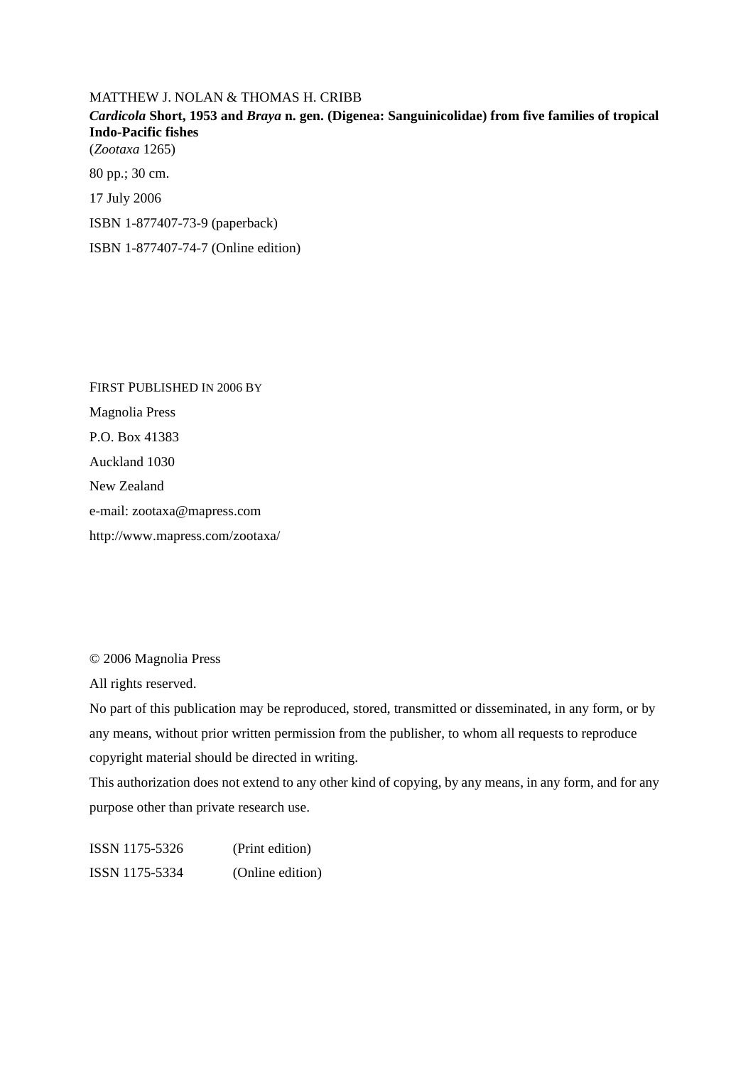MATTHEW J. NOLAN & THOMAS H. CRIBB

***Cardicola* Short, 1953 and *Braya* n. gen. (Digenea: Sanguinicolidae) from five families of tropical Indo-Pacific fishes**

(*Zootaxa* 1265)

80 pp.; 30 cm.

17 July 2006

ISBN 1-877407-73-9 (paperback)

ISBN 1-877407-74-7 (Online edition)

FIRST PUBLISHED IN 2006 BY

Magnolia Press

P.O. Box 41383

Auckland 1030

New Zealand

e-mail: zootaxa@mapress.com

http://www.mapress.com/zootaxa/

© 2006 Magnolia Press

All rights reserved.

No part of this publication may be reproduced, stored, transmitted or disseminated, in any form, or by any means, without prior written permission from the publisher, to whom all requests to reproduce copyright material should be directed in writing.

This authorization does not extend to any other kind of copying, by any means, in any form, and for any purpose other than private research use.

ISSN 1175-5326 (Print edition)

ISSN 1175-5334 (Online edition)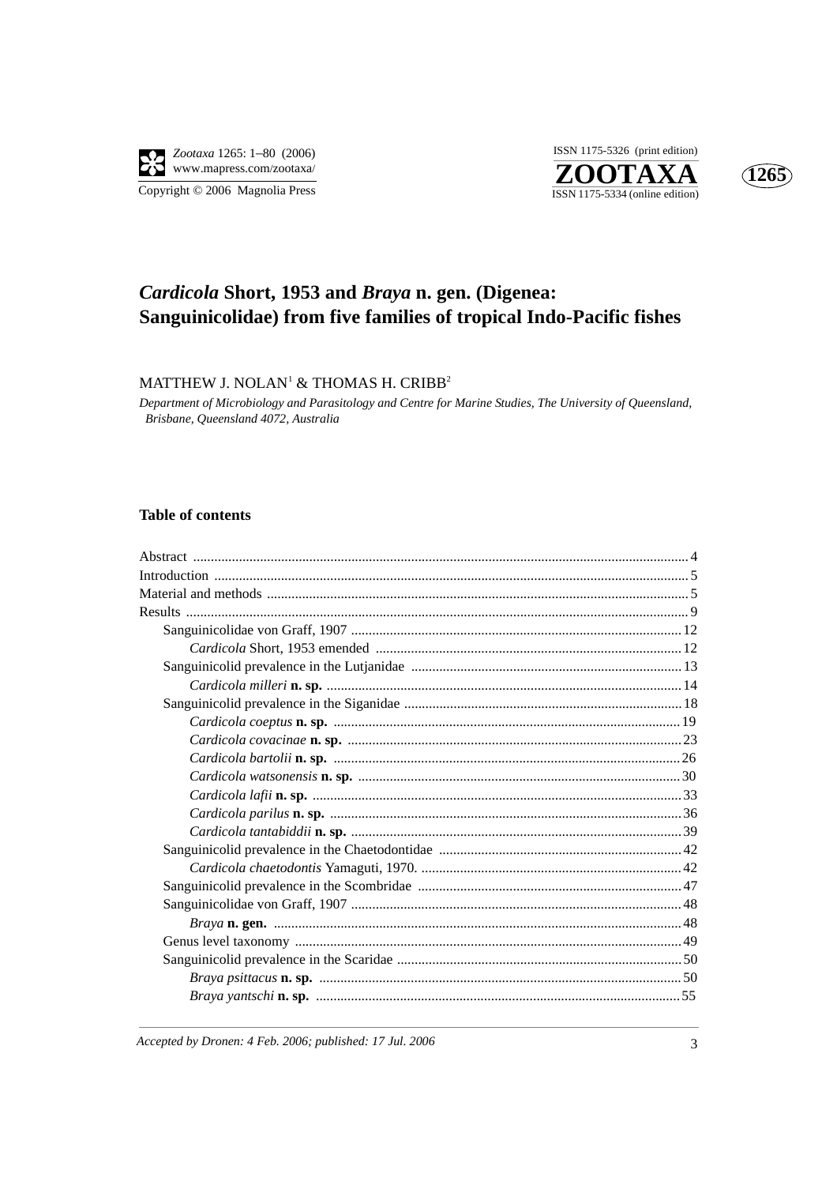# *Cardicola* Short, 1953 and *Braya* n. gen. (Digenea: Sanguinicolidae) from five families of tropical Indo-Pacific fishes

MATTHEW J. NOLAN[1] & THOMAS H. CRIBB[2]

*Department of Microbiology and Parasitology and Centre for Marine Studies, The University of Queensland, Brisbane, Queensland 4072, Australia*

## Table of contents

| | |
|---|---|
| Abstract | 4 |
| Introduction | 5 |
| Material and methods | 5 |
| Results | 9 |
| Sanguinicolidae von Graff, 1907 | 12 |
| *Cardicola* Short, 1953 emended | 12 |
| Sanguinicolid prevalence in the Lutjanidae | 13 |
| *Cardicola milleri* **n. sp.** | 14 |
| Sanguinicolid prevalence in the Siganidae | 18 |
| *Cardicola coeptus* **n. sp.** | 19 |
| *Cardicola covacinae* **n. sp.** | 23 |
| *Cardicola bartolii* **n. sp.** | 26 |
| *Cardicola watsonensis* **n. sp.** | 30 |
| *Cardicola lafii* **n. sp.** | 33 |
| *Cardicola parilus* **n. sp.** | 36 |
| *Cardicola tantabiddii* **n. sp.** | 39 |
| Sanguinicolid prevalence in the Chaetodontidae | 42 |
| *Cardicola chaetodontis* Yamaguti, 1970. | 42 |
| Sanguinicolid prevalence in the Scombridae | 47 |
| Sanguinicolidae von Graff, 1907 | 48 |
| *Braya* **n. gen.** | 48 |
| Genus level taxonomy | 49 |
| Sanguinicolid prevalence in the Scaridae | 50 |
| *Braya psittacus* **n. sp.** | 50 |
| *Braya yantschi* **n. sp.** | 55 |

*Accepted by Dronen: 4 Feb. 2006; published: 17 Jul. 2006*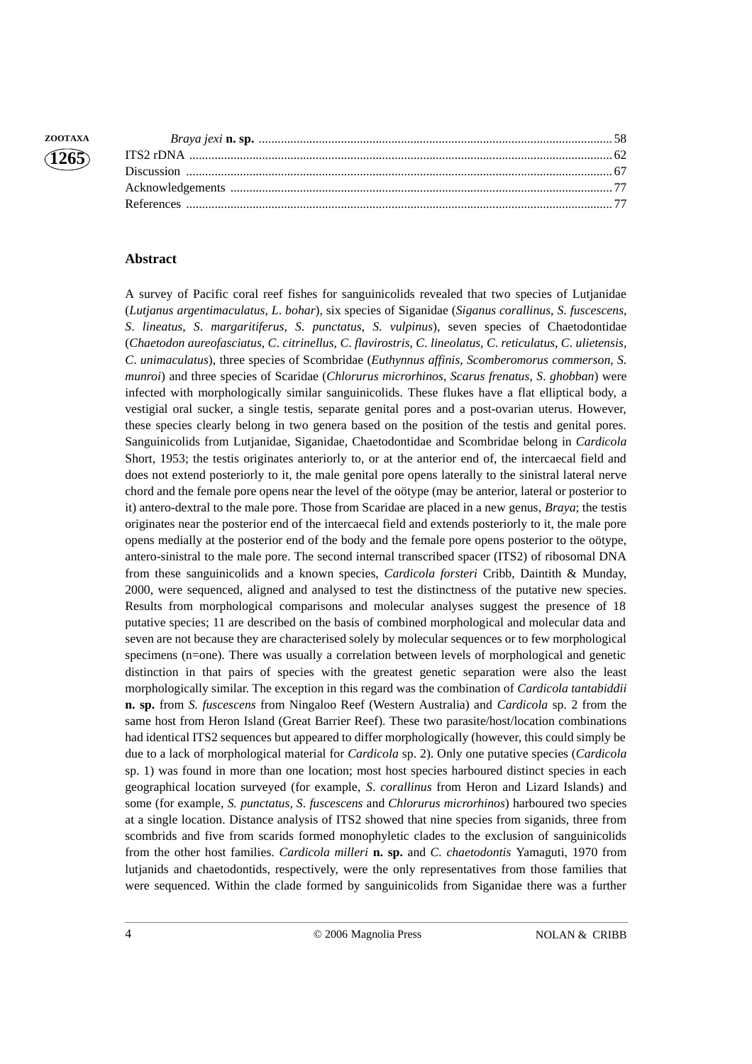*Braya jexi* **n. sp.** ........................................................................................................ 58
ITS2 rDNA ........................................................................................................................ 62
Discussion ........................................................................................................................ 67
Acknowledgements ........................................................................................................... 77
References ........................................................................................................................ 77

## Abstract

A survey of Pacific coral reef fishes for sanguinicolids revealed that two species of Lutjanidae (*Lutjanus argentimaculatus*, *L. bohar*), six species of Siganidae (*Siganus corallinus*, *S. fuscescens*, *S. lineatus*, *S. margaritiferus*, *S. punctatus*, *S. vulpinus*), seven species of Chaetodontidae (*Chaetodon aureofasciatus*, *C. citrinellus*, *C. flavirostris*, *C. lineolatus*, *C. reticulatus*, *C. ulietensis*, *C. unimaculatus*), three species of Scombridae (*Euthynnus affinis*, *Scomberomorus commerson*, *S. munroi*) and three species of Scaridae (*Chlorurus microrhinos*, *Scarus frenatus*, *S. ghobban*) were infected with morphologically similar sanguinicolids. These flukes have a flat elliptical body, a vestigial oral sucker, a single testis, separate genital pores and a post-ovarian uterus. However, these species clearly belong in two genera based on the position of the testis and genital pores. Sanguinicolids from Lutjanidae, Siganidae, Chaetodontidae and Scombridae belong in *Cardicola* Short, 1953; the testis originates anteriorly to, or at the anterior end of, the intercaecal field and does not extend posteriorly to it, the male genital pore opens laterally to the sinistral lateral nerve chord and the female pore opens near the level of the oötype (may be anterior, lateral or posterior to it) antero-dextral to the male pore. Those from Scaridae are placed in a new genus, *Braya*; the testis originates near the posterior end of the intercaecal field and extends posteriorly to it, the male pore opens medially at the posterior end of the body and the female pore opens posterior to the oötype, antero-sinistral to the male pore. The second internal transcribed spacer (ITS2) of ribosomal DNA from these sanguinicolids and a known species, *Cardicola forsteri* Cribb, Daintith & Munday, 2000, were sequenced, aligned and analysed to test the distinctness of the putative new species. Results from morphological comparisons and molecular analyses suggest the presence of 18 putative species; 11 are described on the basis of combined morphological and molecular data and seven are not because they are characterised solely by molecular sequences or to few morphological specimens (n=one). There was usually a correlation between levels of morphological and genetic distinction in that pairs of species with the greatest genetic separation were also the least morphologically similar. The exception in this regard was the combination of *Cardicola tantabiddii* **n. sp.** from *S. fuscescens* from Ningaloo Reef (Western Australia) and *Cardicola* sp. 2 from the same host from Heron Island (Great Barrier Reef). These two parasite/host/location combinations had identical ITS2 sequences but appeared to differ morphologically (however, this could simply be due to a lack of morphological material for *Cardicola* sp. 2). Only one putative species (*Cardicola* sp. 1) was found in more than one location; most host species harboured distinct species in each geographical location surveyed (for example, *S. corallinus* from Heron and Lizard Islands) and some (for example, *S. punctatus*, *S. fuscescens* and *Chlorurus microrhinos*) harboured two species at a single location. Distance analysis of ITS2 showed that nine species from siganids, three from scombrids and five from scarids formed monophyletic clades to the exclusion of sanguinicolids from the other host families. *Cardicola milleri* **n. sp.** and *C. chaetodontis* Yamaguti, 1970 from lutjanids and chaetodontids, respectively, were the only representatives from those families that were sequenced. Within the clade formed by sanguinicolids from Siganidae there was a further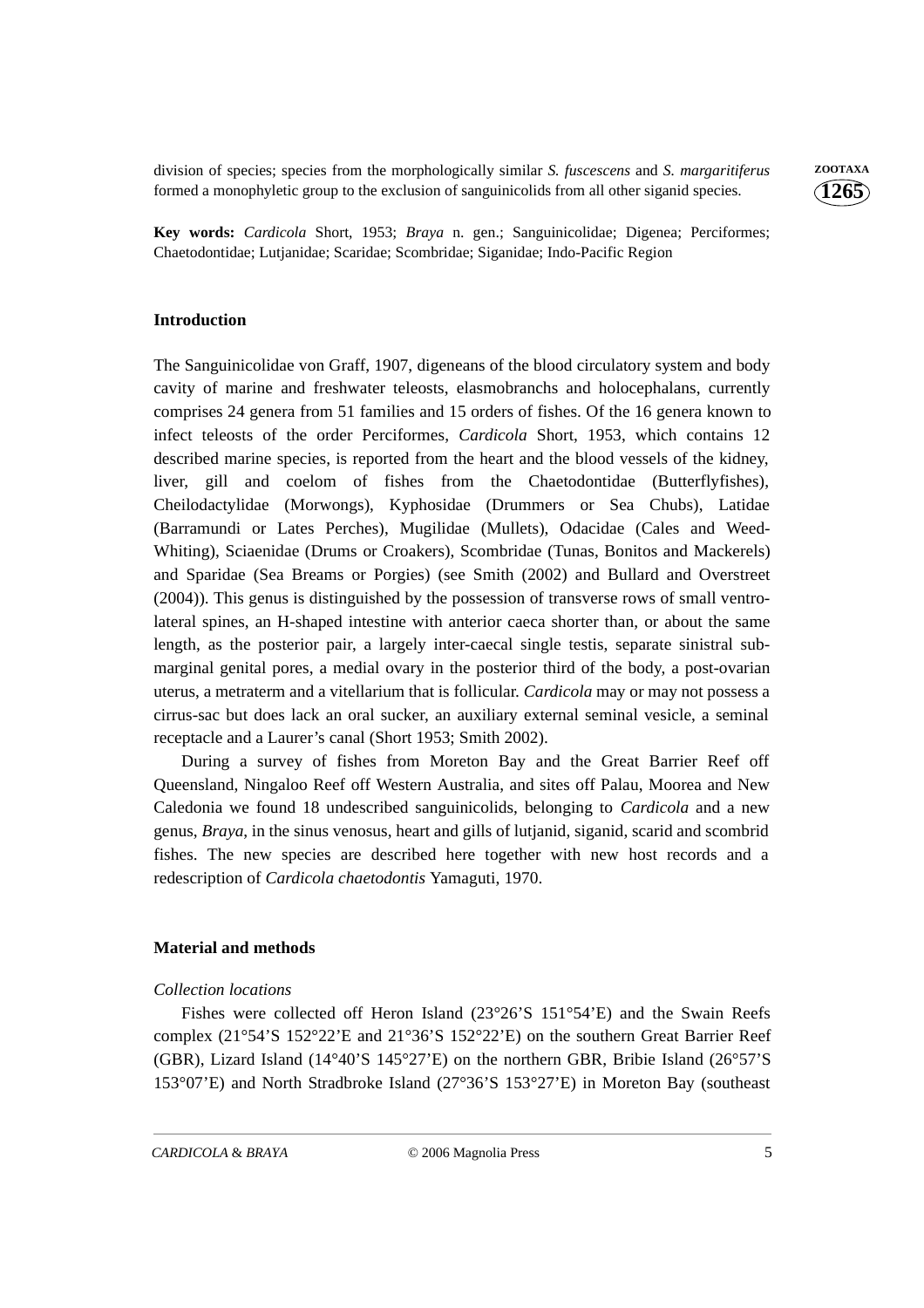division of species; species from the morphologically similar *S. fuscescens* and *S. margaritiferus* formed a monophyletic group to the exclusion of sanguinicolids from all other siganid species.

**Key words:** *Cardicola* Short, 1953; *Braya* n. gen.; Sanguinicolidae; Digenea; Perciformes; Chaetodontidae; Lutjanidae; Scaridae; Scombridae; Siganidae; Indo-Pacific Region

## Introduction

The Sanguinicolidae von Graff, 1907, digeneans of the blood circulatory system and body cavity of marine and freshwater teleosts, elasmobranchs and holocephalans, currently comprises 24 genera from 51 families and 15 orders of fishes. Of the 16 genera known to infect teleosts of the order Perciformes, *Cardicola* Short, 1953, which contains 12 described marine species, is reported from the heart and the blood vessels of the kidney, liver, gill and coelom of fishes from the Chaetodontidae (Butterflyfishes), Cheilodactylidae (Morwongs), Kyphosidae (Drummers or Sea Chubs), Latidae (Barramundi or Lates Perches), Mugilidae (Mullets), Odacidae (Cales and Weed-Whiting), Sciaenidae (Drums or Croakers), Scombridae (Tunas, Bonitos and Mackerels) and Sparidae (Sea Breams or Porgies) (see Smith (2002) and Bullard and Overstreet (2004)). This genus is distinguished by the possession of transverse rows of small ventro-lateral spines, an H-shaped intestine with anterior caeca shorter than, or about the same length, as the posterior pair, a largely inter-caecal single testis, separate sinistral sub-marginal genital pores, a medial ovary in the posterior third of the body, a post-ovarian uterus, a metraterm and a vitellarium that is follicular. *Cardicola* may or may not possess a cirrus-sac but does lack an oral sucker, an auxiliary external seminal vesicle, a seminal receptacle and a Laurer's canal (Short 1953; Smith 2002).

During a survey of fishes from Moreton Bay and the Great Barrier Reef off Queensland, Ningaloo Reef off Western Australia, and sites off Palau, Moorea and New Caledonia we found 18 undescribed sanguinicolids, belonging to *Cardicola* and a new genus, *Braya*, in the sinus venosus, heart and gills of lutjanid, siganid, scarid and scombrid fishes. The new species are described here together with new host records and a redescription of *Cardicola chaetodontis* Yamaguti, 1970.

## Material and methods

*Collection locations*

Fishes were collected off Heron Island (23°26'S 151°54'E) and the Swain Reefs complex (21°54'S 152°22'E and 21°36'S 152°22'E) on the southern Great Barrier Reef (GBR), Lizard Island (14°40'S 145°27'E) on the northern GBR, Bribie Island (26°57'S 153°07'E) and North Stradbroke Island (27°36'S 153°27'E) in Moreton Bay (southeast